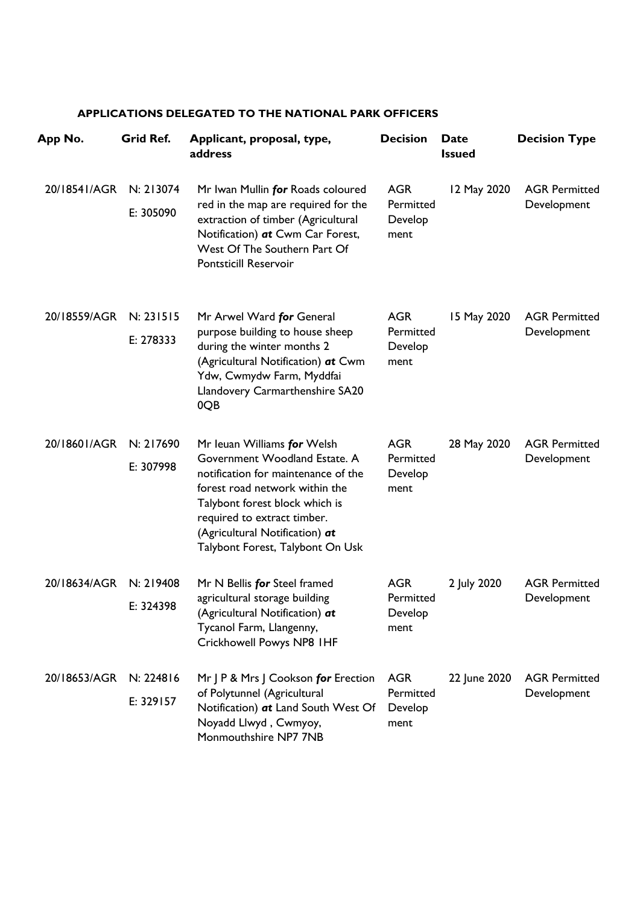**APPLICATIONS DELEGATED TO THE NATIONAL PARK OFFICERS**

| App No. | Grid Ref. | Applicant, proposal, type, address | Decision | Date Issued | Decision Type |
|---|---|---|---|---|---|
| 20/18541/AGR | N: 213074<br>E: 305090 | Mr Iwan Mullin ***for*** Roads coloured red in the map are required for the extraction of timber (Agricultural Notification) ***at*** Cwm Car Forest, West Of The Southern Part Of Pontsticill Reservoir | AGR Permitted Development | 12 May 2020 | AGR Permitted Development |
| 20/18559/AGR | N: 231515<br>E: 278333 | Mr Arwel Ward ***for*** General purpose building to house sheep during the winter months 2 (Agricultural Notification) ***at*** Cwm Ydw, Cwmydw Farm, Myddfai Llandovery Carmarthenshire SA20 0QB | AGR Permitted Development | 15 May 2020 | AGR Permitted Development |
| 20/18601/AGR | N: 217690<br>E: 307998 | Mr Ieuan Williams ***for*** Welsh Government Woodland Estate. A notification for maintenance of the forest road network within the Talybont forest block which is required to extract timber. (Agricultural Notification) ***at*** Talybont Forest, Talybont On Usk | AGR Permitted Development | 28 May 2020 | AGR Permitted Development |
| 20/18634/AGR | N: 219408<br>E: 324398 | Mr N Bellis ***for*** Steel framed agricultural storage building (Agricultural Notification) ***at*** Tycanol Farm, Llangenny, Crickhowell Powys NP8 1HF | AGR Permitted Development | 2 July 2020 | AGR Permitted Development |
| 20/18653/AGR | N: 224816<br>E: 329157 | Mr J P & Mrs J Cookson ***for*** Erection of Polytunnel (Agricultural Notification) ***at*** Land South West Of Noyadd Llwyd , Cwmyoy, Monmouthshire NP7 7NB | AGR Permitted Development | 22 June 2020 | AGR Permitted Development |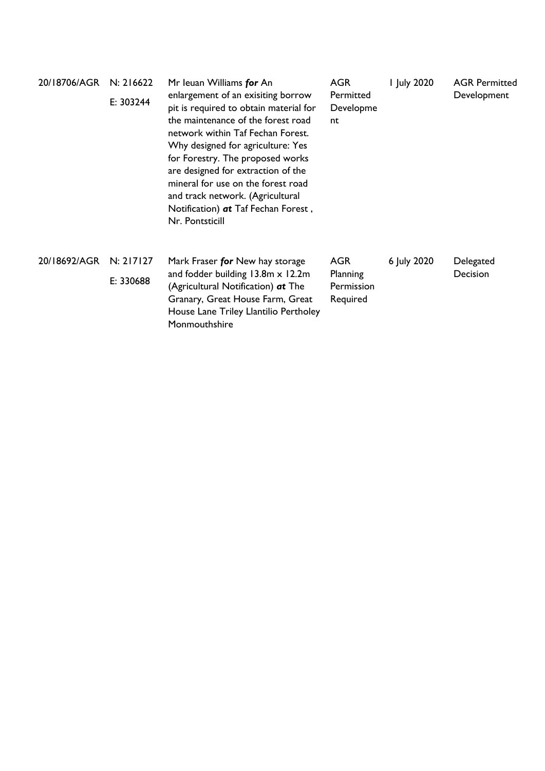| | | | | | |
|---|---|---|---|---|---|
| 20/18706/AGR | N: 216622<br>E: 303244 | Mr Ieuan Williams ***for*** An enlargement of an exisiting borrow pit is required to obtain material for the maintenance of the forest road network within Taf Fechan Forest. Why designed for agriculture: Yes for Forestry. The proposed works are designed for extraction of the mineral for use on the forest road and track network. (Agricultural Notification) ***at*** Taf Fechan Forest , Nr. Pontsticill | AGR Permitted Development | 1 July 2020 | AGR Permitted Development |
| 20/18692/AGR | N: 217127<br>E: 330688 | Mark Fraser ***for*** New hay storage and fodder building 13.8m x 12.2m (Agricultural Notification) ***at*** The Granary, Great House Farm, Great House Lane Triley Llantilio Pertholey Monmouthshire | AGR Planning Permission Required | 6 July 2020 | Delegated Decision |